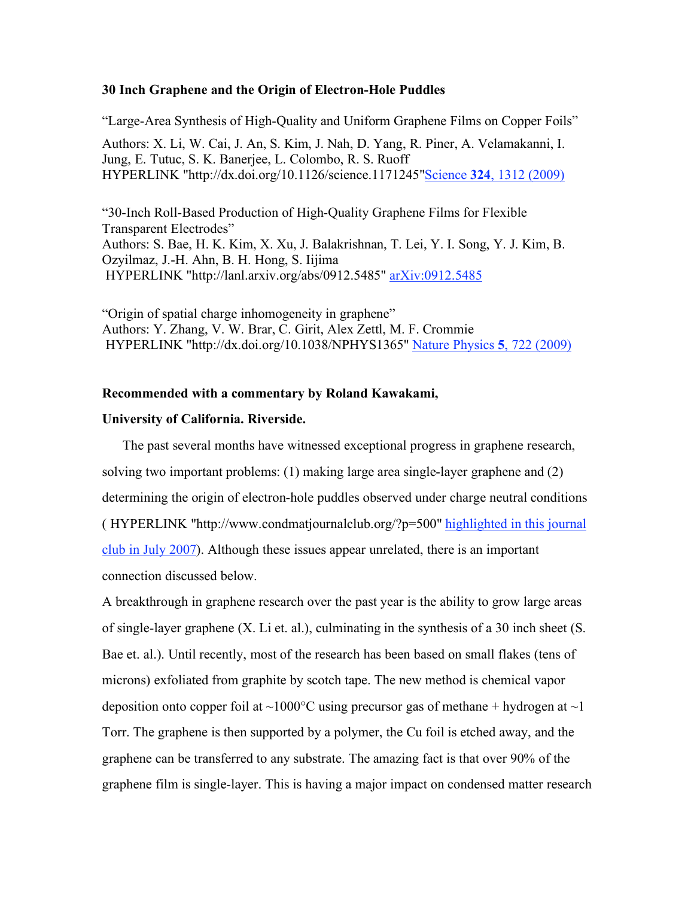**30 Inch Graphene and the Origin of Electron-Hole Puddles**

"Large-Area Synthesis of High-Quality and Uniform Graphene Films on Copper Foils"

Authors: X. Li, W. Cai, J. An, S. Kim, J. Nah, D. Yang, R. Piner, A. Velamakanni, I. Jung, E. Tutuc, S. K. Banerjee, L. Colombo, R. S. Ruoff
HYPERLINK "http://dx.doi.org/10.1126/science.1171245"[Science **324**, 1312 (2009)](http://dx.doi.org/10.1126/science.1171245)

"30-Inch Roll-Based Production of High-Quality Graphene Films for Flexible Transparent Electrodes"
Authors: S. Bae, H. K. Kim, X. Xu, J. Balakrishnan, T. Lei, Y. I. Song, Y. J. Kim, B. Ozyilmaz, J.-H. Ahn, B. H. Hong, S. Iijima
HYPERLINK "http://lanl.arxiv.org/abs/0912.5485" [arXiv:0912.5485](http://lanl.arxiv.org/abs/0912.5485)

"Origin of spatial charge inhomogeneity in graphene"
Authors: Y. Zhang, V. W. Brar, C. Girit, Alex Zettl, M. F. Crommie
HYPERLINK "http://dx.doi.org/10.1038/NPHYS1365" [Nature Physics **5**, 722 (2009)](http://dx.doi.org/10.1038/NPHYS1365)

**Recommended with a commentary by Roland Kawakami,**

**University of California. Riverside.**

The past several months have witnessed exceptional progress in graphene research, solving two important problems: (1) making large area single-layer graphene and (2) determining the origin of electron-hole puddles observed under charge neutral conditions ( HYPERLINK "http://www.condmatjournalclub.org/?p=500" [highlighted in this journal club in July 2007](http://www.condmatjournalclub.org/?p=500)). Although these issues appear unrelated, there is an important connection discussed below.

A breakthrough in graphene research over the past year is the ability to grow large areas of single-layer graphene (X. Li et. al.), culminating in the synthesis of a 30 inch sheet (S. Bae et. al.). Until recently, most of the research has been based on small flakes (tens of microns) exfoliated from graphite by scotch tape. The new method is chemical vapor deposition onto copper foil at ~1000°C using precursor gas of methane + hydrogen at ~1 Torr. The graphene is then supported by a polymer, the Cu foil is etched away, and the graphene can be transferred to any substrate. The amazing fact is that over 90% of the graphene film is single-layer. This is having a major impact on condensed matter research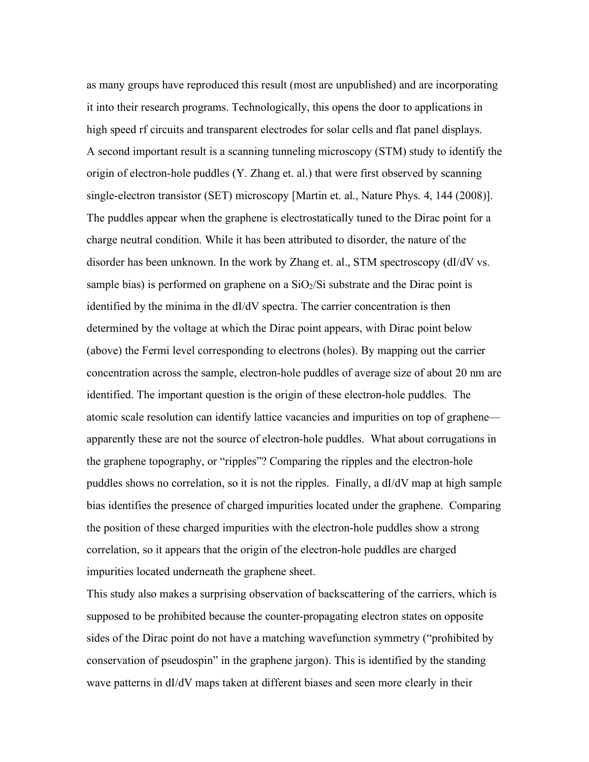as many groups have reproduced this result (most are unpublished) and are incorporating it into their research programs. Technologically, this opens the door to applications in high speed rf circuits and transparent electrodes for solar cells and flat panel displays.

A second important result is a scanning tunneling microscopy (STM) study to identify the origin of electron-hole puddles (Y. Zhang et. al.) that were first observed by scanning single-electron transistor (SET) microscopy [Martin et. al., Nature Phys. 4, 144 (2008)]. The puddles appear when the graphene is electrostatically tuned to the Dirac point for a charge neutral condition. While it has been attributed to disorder, the nature of the disorder has been unknown. In the work by Zhang et. al., STM spectroscopy (dI/dV vs. sample bias) is performed on graphene on a $SiO_2$/Si substrate and the Dirac point is identified by the minima in the dI/dV spectra. The carrier concentration is then determined by the voltage at which the Dirac point appears, with Dirac point below (above) the Fermi level corresponding to electrons (holes). By mapping out the carrier concentration across the sample, electron-hole puddles of average size of about 20 nm are identified. The important question is the origin of these electron-hole puddles. The atomic scale resolution can identify lattice vacancies and impurities on top of graphene—apparently these are not the source of electron-hole puddles. What about corrugations in the graphene topography, or "ripples"? Comparing the ripples and the electron-hole puddles shows no correlation, so it is not the ripples. Finally, a dI/dV map at high sample bias identifies the presence of charged impurities located under the graphene. Comparing the position of these charged impurities with the electron-hole puddles show a strong correlation, so it appears that the origin of the electron-hole puddles are charged impurities located underneath the graphene sheet.

This study also makes a surprising observation of backscattering of the carriers, which is supposed to be prohibited because the counter-propagating electron states on opposite sides of the Dirac point do not have a matching wavefunction symmetry ("prohibited by conservation of pseudospin" in the graphene jargon). This is identified by the standing wave patterns in dI/dV maps taken at different biases and seen more clearly in their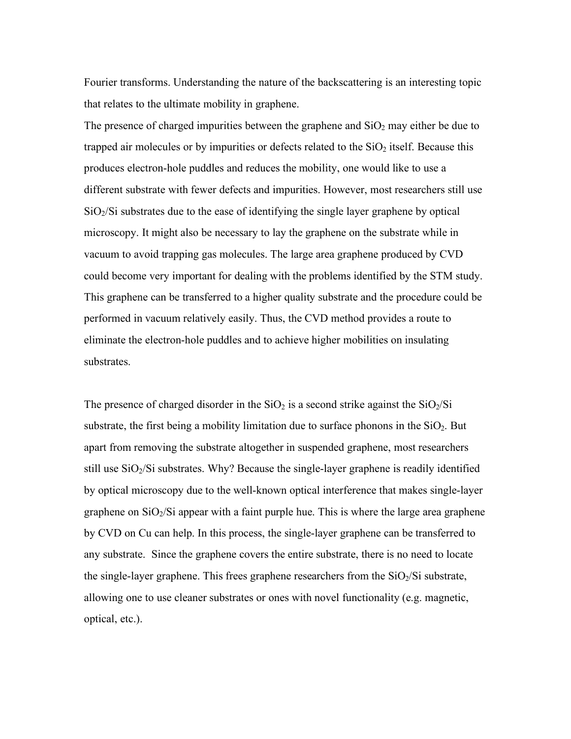Fourier transforms. Understanding the nature of the backscattering is an interesting topic that relates to the ultimate mobility in graphene.

The presence of charged impurities between the graphene and $SiO_2$ may either be due to trapped air molecules or by impurities or defects related to the $SiO_2$ itself. Because this produces electron-hole puddles and reduces the mobility, one would like to use a different substrate with fewer defects and impurities. However, most researchers still use $SiO_2$/Si substrates due to the ease of identifying the single layer graphene by optical microscopy. It might also be necessary to lay the graphene on the substrate while in vacuum to avoid trapping gas molecules. The large area graphene produced by CVD could become very important for dealing with the problems identified by the STM study. This graphene can be transferred to a higher quality substrate and the procedure could be performed in vacuum relatively easily. Thus, the CVD method provides a route to eliminate the electron-hole puddles and to achieve higher mobilities on insulating substrates.

The presence of charged disorder in the $SiO_2$ is a second strike against the $SiO_2$/Si substrate, the first being a mobility limitation due to surface phonons in the $SiO_2$. But apart from removing the substrate altogether in suspended graphene, most researchers still use $SiO_2$/Si substrates. Why? Because the single-layer graphene is readily identified by optical microscopy due to the well-known optical interference that makes single-layer graphene on $SiO_2$/Si appear with a faint purple hue. This is where the large area graphene by CVD on Cu can help. In this process, the single-layer graphene can be transferred to any substrate. Since the graphene covers the entire substrate, there is no need to locate the single-layer graphene. This frees graphene researchers from the $SiO_2$/Si substrate, allowing one to use cleaner substrates or ones with novel functionality (e.g. magnetic, optical, etc.).